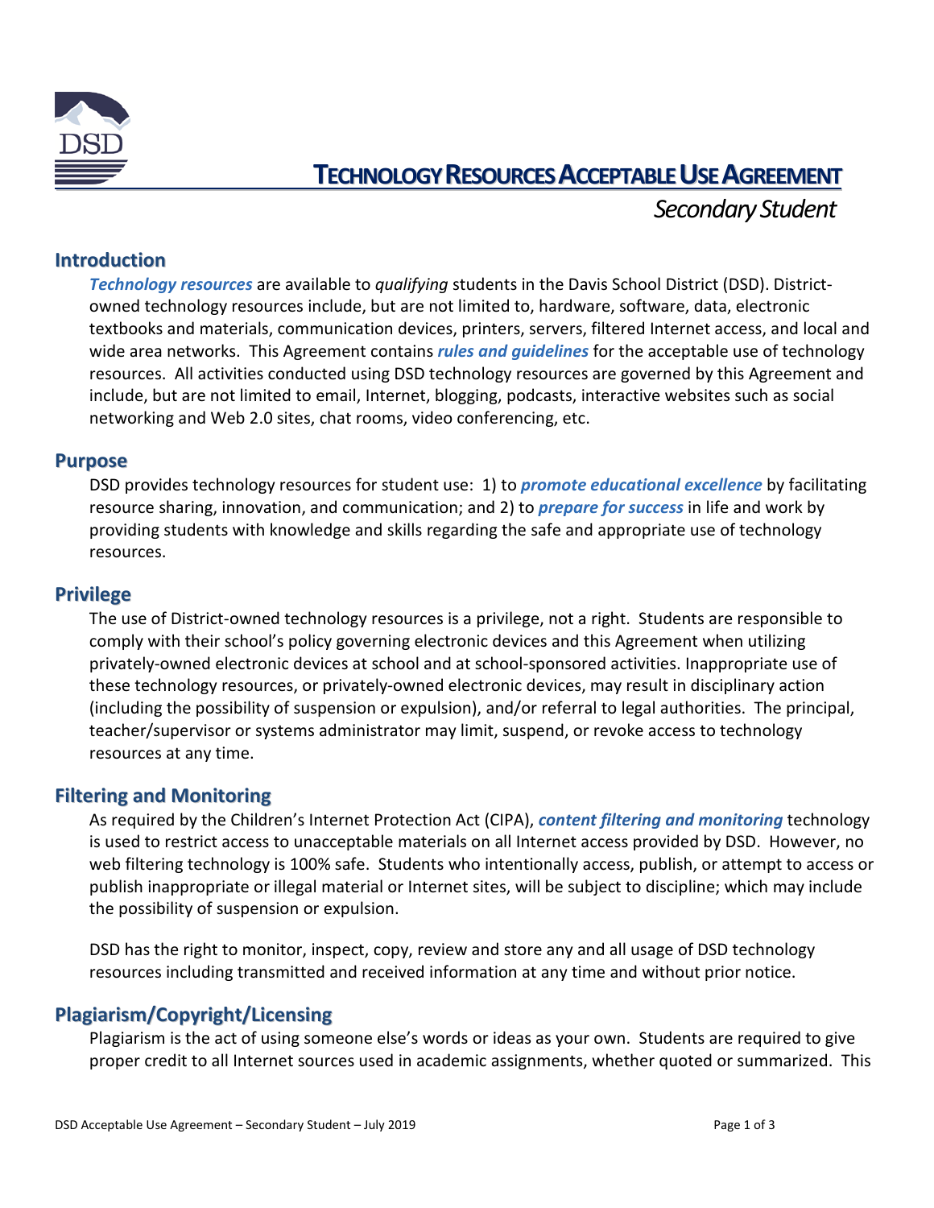# TECHNOLOGY RESOURCES ACCEPTABLE USE AGREEMENT

*Secondary Student*

## Introduction

***Technology resources*** are available to *qualifying* students in the Davis School District (DSD). District-owned technology resources include, but are not limited to, hardware, software, data, electronic textbooks and materials, communication devices, printers, servers, filtered Internet access, and local and wide area networks. This Agreement contains ***rules and guidelines*** for the acceptable use of technology resources. All activities conducted using DSD technology resources are governed by this Agreement and include, but are not limited to email, Internet, blogging, podcasts, interactive websites such as social networking and Web 2.0 sites, chat rooms, video conferencing, etc.

## Purpose

DSD provides technology resources for student use: 1) to ***promote educational excellence*** by facilitating resource sharing, innovation, and communication; and 2) to ***prepare for success*** in life and work by providing students with knowledge and skills regarding the safe and appropriate use of technology resources.

## Privilege

The use of District-owned technology resources is a privilege, not a right. Students are responsible to comply with their school's policy governing electronic devices and this Agreement when utilizing privately-owned electronic devices at school and at school-sponsored activities. Inappropriate use of these technology resources, or privately-owned electronic devices, may result in disciplinary action (including the possibility of suspension or expulsion), and/or referral to legal authorities. The principal, teacher/supervisor or systems administrator may limit, suspend, or revoke access to technology resources at any time.

## Filtering and Monitoring

As required by the Children's Internet Protection Act (CIPA), ***content filtering and monitoring*** technology is used to restrict access to unacceptable materials on all Internet access provided by DSD. However, no web filtering technology is 100% safe. Students who intentionally access, publish, or attempt to access or publish inappropriate or illegal material or Internet sites, will be subject to discipline; which may include the possibility of suspension or expulsion.

DSD has the right to monitor, inspect, copy, review and store any and all usage of DSD technology resources including transmitted and received information at any time and without prior notice.

## Plagiarism/Copyright/Licensing

Plagiarism is the act of using someone else's words or ideas as your own. Students are required to give proper credit to all Internet sources used in academic assignments, whether quoted or summarized. This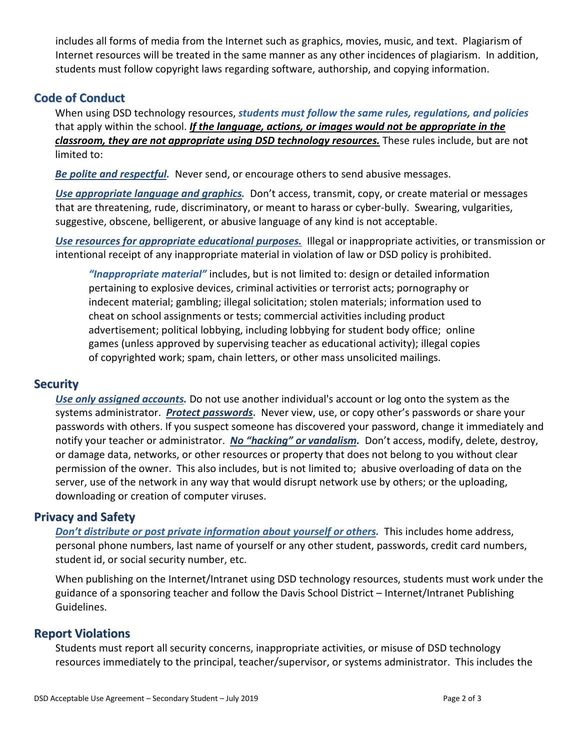includes all forms of media from the Internet such as graphics, movies, music, and text. Plagiarism of Internet resources will be treated in the same manner as any other incidences of plagiarism. In addition, students must follow copyright laws regarding software, authorship, and copying information.

## Code of Conduct

When using DSD technology resources, ***students must follow the same rules, regulations, and policies*** that apply within the school. ***If the language, actions, or images would not be appropriate in the classroom, they are not appropriate using DSD technology resources.*** These rules include, but are not limited to:

***Be polite and respectful.*** Never send, or encourage others to send abusive messages.

***Use appropriate language and graphics.*** Don't access, transmit, copy, or create material or messages that are threatening, rude, discriminatory, or meant to harass or cyber-bully. Swearing, vulgarities, suggestive, obscene, belligerent, or abusive language of any kind is not acceptable.

***Use resources for appropriate educational purposes.*** Illegal or inappropriate activities, or transmission or intentional receipt of any inappropriate material in violation of law or DSD policy is prohibited.

> ***"Inappropriate material"*** includes, but is not limited to: design or detailed information pertaining to explosive devices, criminal activities or terrorist acts; pornography or indecent material; gambling; illegal solicitation; stolen materials; information used to cheat on school assignments or tests; commercial activities including product advertisement; political lobbying, including lobbying for student body office; online games (unless approved by supervising teacher as educational activity); illegal copies of copyrighted work; spam, chain letters, or other mass unsolicited mailings.

## Security

***Use only assigned accounts.*** Do not use another individual's account or log onto the system as the systems administrator. ***Protect passwords.*** Never view, use, or copy other's passwords or share your passwords with others. If you suspect someone has discovered your password, change it immediately and notify your teacher or administrator. ***No "hacking" or vandalism.*** Don't access, modify, delete, destroy, or damage data, networks, or other resources or property that does not belong to you without clear permission of the owner. This also includes, but is not limited to; abusive overloading of data on the server, use of the network in any way that would disrupt network use by others; or the uploading, downloading or creation of computer viruses.

## Privacy and Safety

***Don't distribute or post private information about yourself or others.*** This includes home address, personal phone numbers, last name of yourself or any other student, passwords, credit card numbers, student id, or social security number, etc.

When publishing on the Internet/Intranet using DSD technology resources, students must work under the guidance of a sponsoring teacher and follow the Davis School District – Internet/Intranet Publishing Guidelines.

## Report Violations

Students must report all security concerns, inappropriate activities, or misuse of DSD technology resources immediately to the principal, teacher/supervisor, or systems administrator. This includes the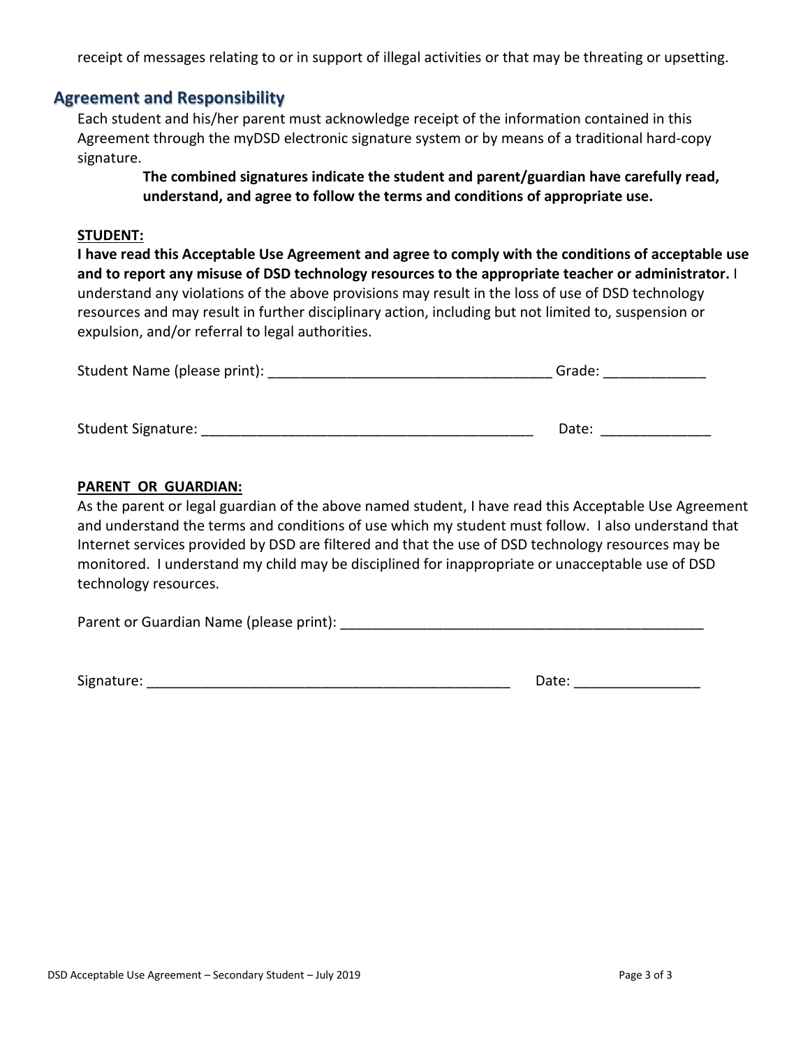receipt of messages relating to or in support of illegal activities or that may be threating or upsetting.

## Agreement and Responsibility

Each student and his/her parent must acknowledge receipt of the information contained in this Agreement through the myDSD electronic signature system or by means of a traditional hard-copy signature.

**The combined signatures indicate the student and parent/guardian have carefully read, understand, and agree to follow the terms and conditions of appropriate use.**

**STUDENT:**

**I have read this Acceptable Use Agreement and agree to comply with the conditions of acceptable use and to report any misuse of DSD technology resources to the appropriate teacher or administrator.** I understand any violations of the above provisions may result in the loss of use of DSD technology resources and may result in further disciplinary action, including but not limited to, suspension or expulsion, and/or referral to legal authorities.

Student Name (please print): ____________________________________ Grade: _____________

Student Signature: __________________________________________ Date: ______________

**PARENT OR GUARDIAN:**

As the parent or legal guardian of the above named student, I have read this Acceptable Use Agreement and understand the terms and conditions of use which my student must follow. I also understand that Internet services provided by DSD are filtered and that the use of DSD technology resources may be monitored. I understand my child may be disciplined for inappropriate or unacceptable use of DSD technology resources.

Parent or Guardian Name (please print): _______________________________________________

Signature: ______________________________________________ Date: ________________

DSD Acceptable Use Agreement – Secondary Student – July 2019